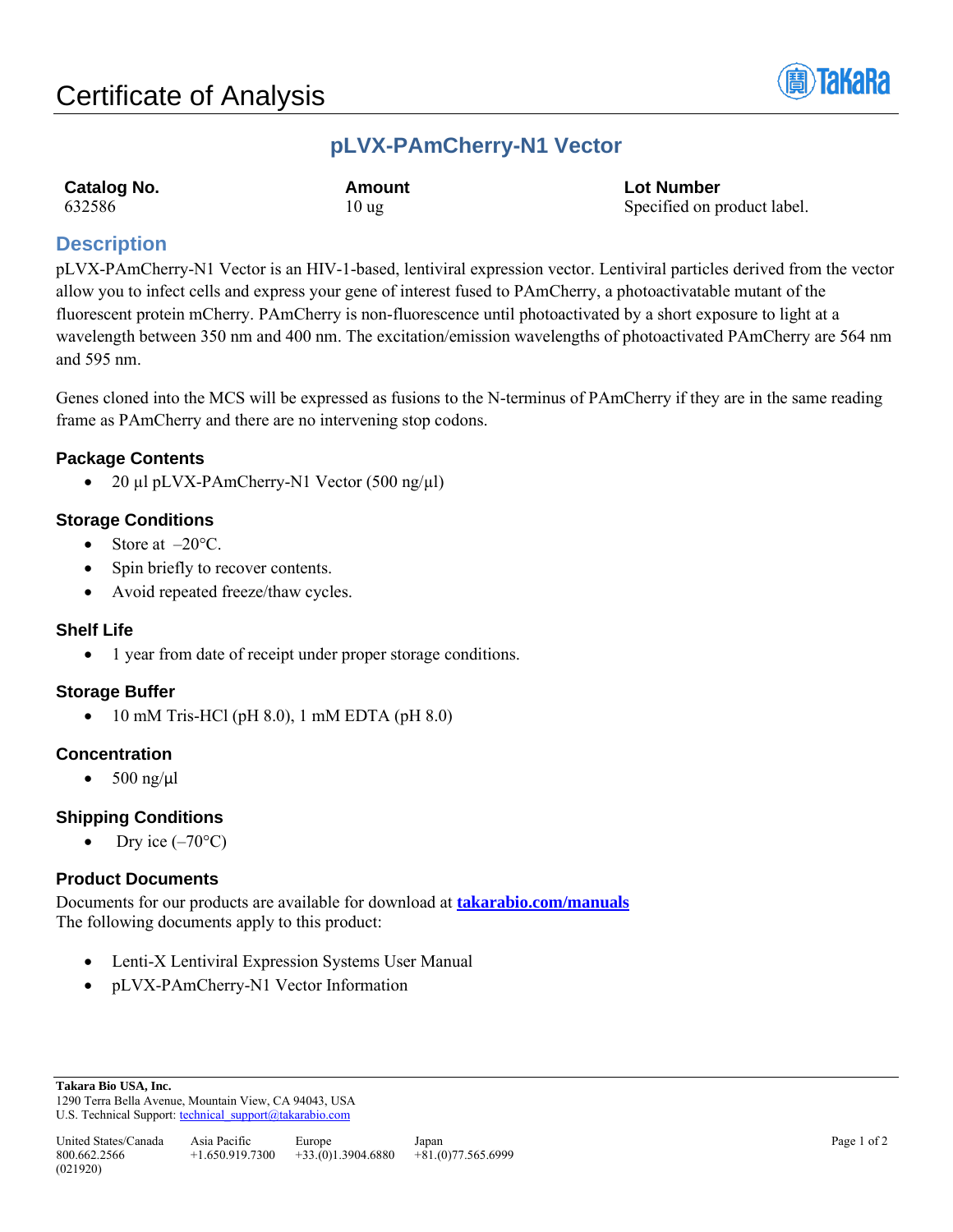# Certificate of Analysis

## pLVX-PAmCherry-N1 Vector

| Catalog No. | Amount | Lot Number |
| --- | --- | --- |
| 632586 | 10 ug | Specified on product label. |

## Description

pLVX-PAmCherry-N1 Vector is an HIV-1-based, lentiviral expression vector. Lentiviral particles derived from the vector allow you to infect cells and express your gene of interest fused to PAmCherry, a photoactivatable mutant of the fluorescent protein mCherry. PAmCherry is non-fluorescence until photoactivated by a short exposure to light at a wavelength between 350 nm and 400 nm. The excitation/emission wavelengths of photoactivated PAmCherry are 564 nm and 595 nm.

Genes cloned into the MCS will be expressed as fusions to the N-terminus of PAmCherry if they are in the same reading frame as PAmCherry and there are no intervening stop codons.

### Package Contents

- 20 µl pLVX-PAmCherry-N1 Vector (500 ng/µl)

### Storage Conditions

- Store at –20°C.
- Spin briefly to recover contents.
- Avoid repeated freeze/thaw cycles.

### Shelf Life

- 1 year from date of receipt under proper storage conditions.

### Storage Buffer

- 10 mM Tris-HCl (pH 8.0), 1 mM EDTA (pH 8.0)

### Concentration

- 500 ng/µl

### Shipping Conditions

- Dry ice (–70°C)

### Product Documents

Documents for our products are available for download at **takarabio.com/manuals**
The following documents apply to this product:

- Lenti-X Lentiviral Expression Systems User Manual
- pLVX-PAmCherry-N1 Vector Information

**Takara Bio USA, Inc.**
1290 Terra Bella Avenue, Mountain View, CA 94043, USA
U.S. Technical Support: technical_support@takarabio.com

| United States/Canada | Asia Pacific | Europe | Japan |
| --- | --- | --- | --- |
| 800.662.2566 | +1.650.919.7300 | +33.(0)1.3904.6880 | +81.(0)77.565.6999 |

(021920)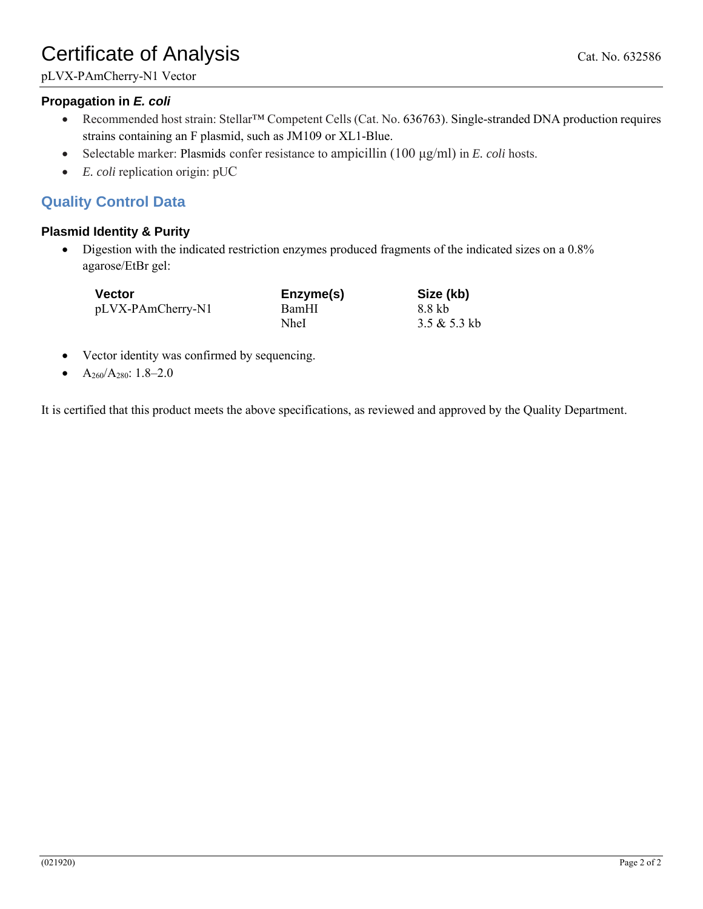# Certificate of Analysis

Cat. No. 632586

pLVX-PAmCherry-N1 Vector

### Propagation in *E. coli*

- Recommended host strain: Stellar™ Competent Cells (Cat. No. 636763). Single-stranded DNA production requires strains containing an F plasmid, such as JM109 or XL1-Blue.
- Selectable marker: Plasmids confer resistance to ampicillin (100 µg/ml) in *E. coli* hosts.
- *E. coli* replication origin: pUC

## Quality Control Data

### Plasmid Identity & Purity

- Digestion with the indicated restriction enzymes produced fragments of the indicated sizes on a 0.8% agarose/EtBr gel:

| Vector | Enzyme(s) | Size (kb) |
|---|---|---|
| pLVX-PAmCherry-N1 | BamHI | 8.8 kb |
| | NheI | 3.5 & 5.3 kb |

- Vector identity was confirmed by sequencing.
- $A_{260}/A_{280}$: 1.8–2.0

It is certified that this product meets the above specifications, as reviewed and approved by the Quality Department.

(021920)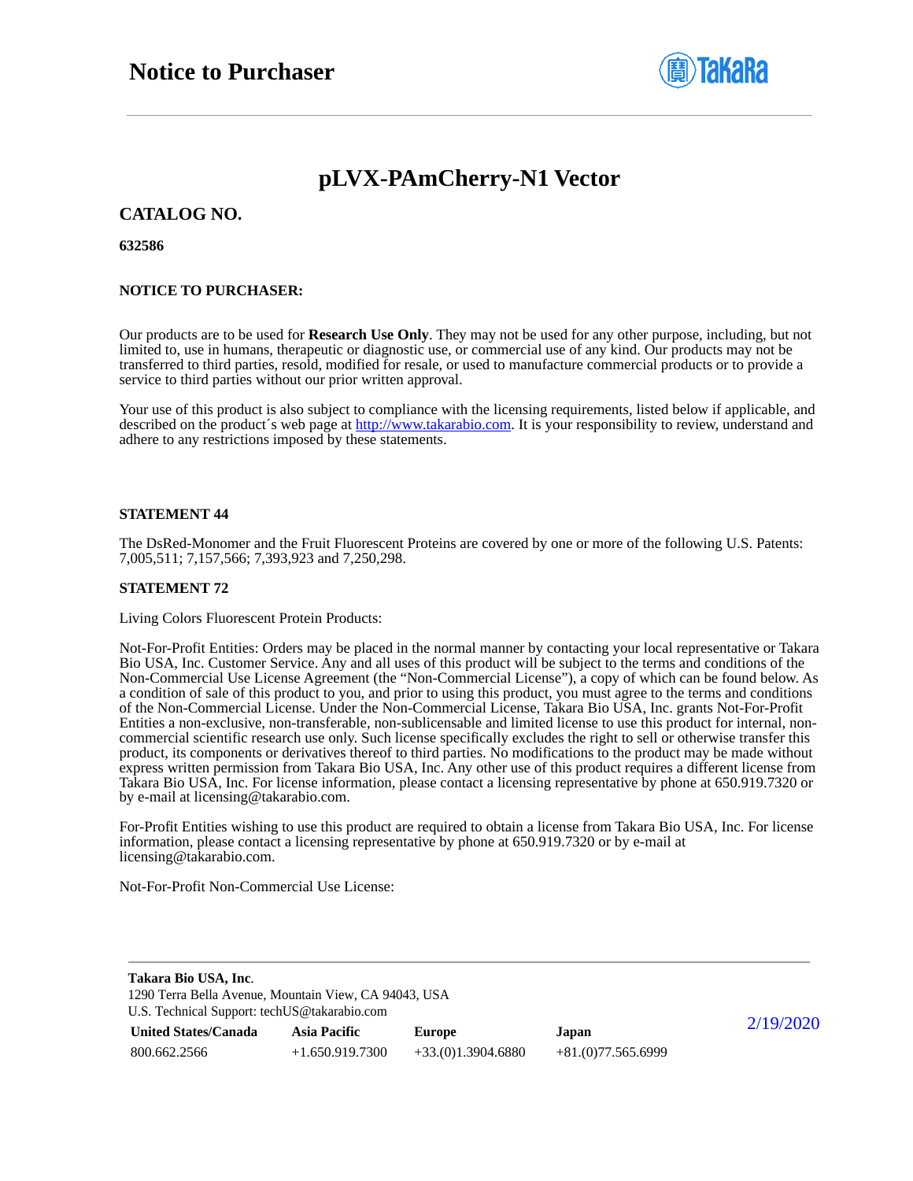# Notice to Purchaser

## pLVX-PAmCherry-N1 Vector

### CATALOG NO.

**632586**

**NOTICE TO PURCHASER:**

Our products are to be used for **Research Use Only**. They may not be used for any other purpose, including, but not limited to, use in humans, therapeutic or diagnostic use, or commercial use of any kind. Our products may not be transferred to third parties, resold, modified for resale, or used to manufacture commercial products or to provide a service to third parties without our prior written approval.

Your use of this product is also subject to compliance with the licensing requirements, listed below if applicable, and described on the product´s web page at [http://www.takarabio.com](http://www.takarabio.com). It is your responsibility to review, understand and adhere to any restrictions imposed by these statements.

**STATEMENT 44**

The DsRed-Monomer and the Fruit Fluorescent Proteins are covered by one or more of the following U.S. Patents: 7,005,511; 7,157,566; 7,393,923 and 7,250,298.

**STATEMENT 72**

Living Colors Fluorescent Protein Products:

Not-For-Profit Entities: Orders may be placed in the normal manner by contacting your local representative or Takara Bio USA, Inc. Customer Service. Any and all uses of this product will be subject to the terms and conditions of the Non-Commercial Use License Agreement (the "Non-Commercial License"), a copy of which can be found below. As a condition of sale of this product to you, and prior to using this product, you must agree to the terms and conditions of the Non-Commercial License. Under the Non-Commercial License, Takara Bio USA, Inc. grants Not-For-Profit Entities a non-exclusive, non-transferable, non-sublicensable and limited license to use this product for internal, non-commercial scientific research use only. Such license specifically excludes the right to sell or otherwise transfer this product, its components or derivatives thereof to third parties. No modifications to the product may be made without express written permission from Takara Bio USA, Inc. Any other use of this product requires a different license from Takara Bio USA, Inc. For license information, please contact a licensing representative by phone at 650.919.7320 or by e-mail at licensing@takarabio.com.

For-Profit Entities wishing to use this product are required to obtain a license from Takara Bio USA, Inc. For license information, please contact a licensing representative by phone at 650.919.7320 or by e-mail at licensing@takarabio.com.

Not-For-Profit Non-Commercial Use License: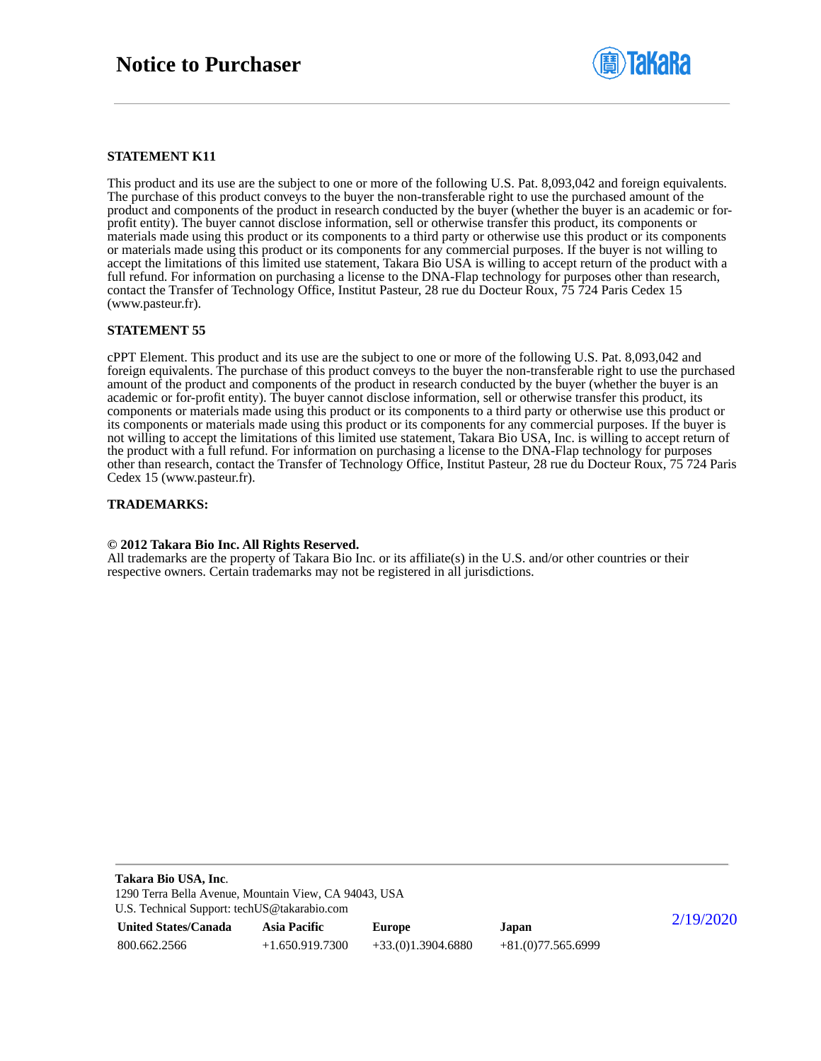# Notice to Purchaser

### STATEMENT K11

This product and its use are the subject to one or more of the following U.S. Pat. 8,093,042 and foreign equivalents. The purchase of this product conveys to the buyer the non-transferable right to use the purchased amount of the product and components of the product in research conducted by the buyer (whether the buyer is an academic or for-profit entity). The buyer cannot disclose information, sell or otherwise transfer this product, its components or materials made using this product or its components to a third party or otherwise use this product or its components or materials made using this product or its components for any commercial purposes. If the buyer is not willing to accept the limitations of this limited use statement, Takara Bio USA is willing to accept return of the product with a full refund. For information on purchasing a license to the DNA-Flap technology for purposes other than research, contact the Transfer of Technology Office, Institut Pasteur, 28 rue du Docteur Roux, 75 724 Paris Cedex 15 (www.pasteur.fr).

### STATEMENT 55

cPPT Element. This product and its use are the subject to one or more of the following U.S. Pat. 8,093,042 and foreign equivalents. The purchase of this product conveys to the buyer the non-transferable right to use the purchased amount of the product and components of the product in research conducted by the buyer (whether the buyer is an academic or for-profit entity). The buyer cannot disclose information, sell or otherwise transfer this product, its components or materials made using this product or its components to a third party or otherwise use this product or its components or materials made using this product or its components for any commercial purposes. If the buyer is not willing to accept the limitations of this limited use statement, Takara Bio USA, Inc. is willing to accept return of the product with a full refund. For information on purchasing a license to the DNA-Flap technology for purposes other than research, contact the Transfer of Technology Office, Institut Pasteur, 28 rue du Docteur Roux, 75 724 Paris Cedex 15 (www.pasteur.fr).

### TRADEMARKS:

**© 2012 Takara Bio Inc. All Rights Reserved.**
All trademarks are the property of Takara Bio Inc. or its affiliate(s) in the U.S. and/or other countries or their respective owners. Certain trademarks may not be registered in all jurisdictions.

**Takara Bio USA, Inc.**
1290 Terra Bella Avenue, Mountain View, CA 94043, USA
U.S. Technical Support: techUS@takarabio.com

| United States/Canada | Asia Pacific | Europe | Japan |
|---|---|---|---|
| 800.662.2566 | +1.650.919.7300 | +33.(0)1.3904.6880 | +81.(0)77.565.6999 |

2/19/2020